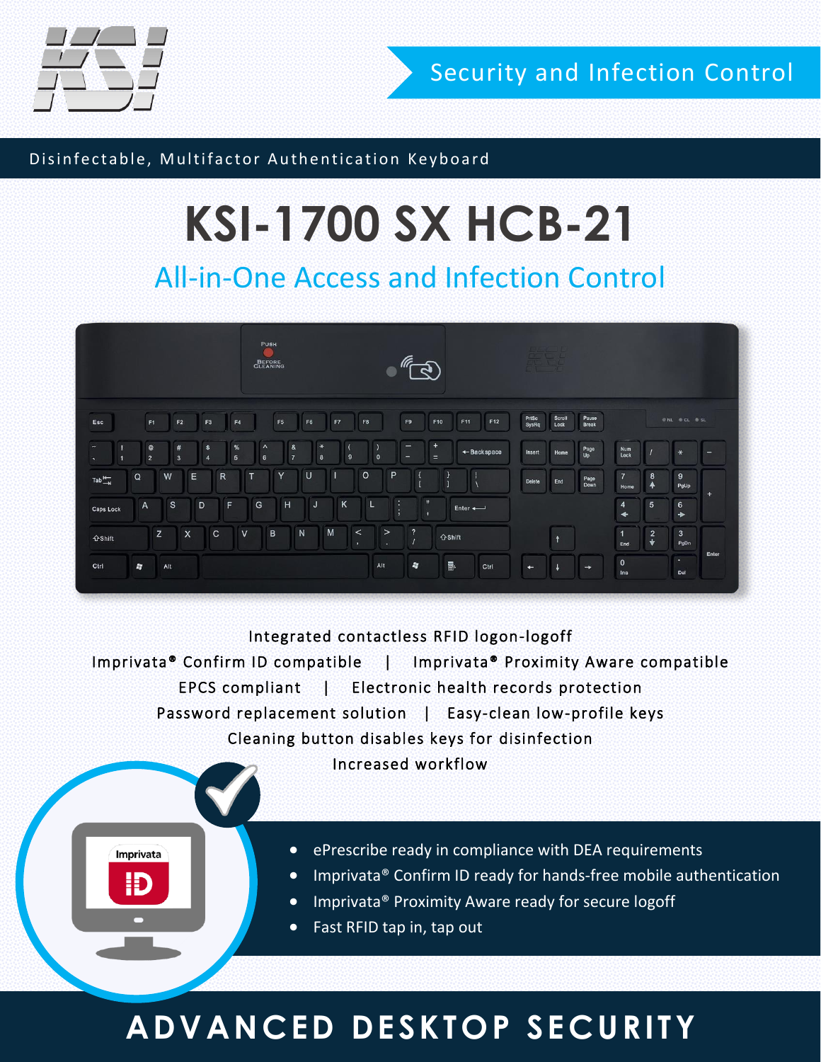Security and Infection Control

Disinfectable, Multifactor Authentication Keyboard

# KSI-1700 SX HCB-21

## All-in-One Access and Infection Control

Integrated contactless RFID logon-logoff

Imprivata® Confirm ID compatible | Imprivata® Proximity Aware compatible

EPCS compliant | Electronic health records protection

Password replacement solution | Easy-clean low-profile keys

Cleaning button disables keys for disinfection

Increased workflow

- ePrescribe ready in compliance with DEA requirements
- Imprivata® Confirm ID ready for hands-free mobile authentication
- Imprivata® Proximity Aware ready for secure logoff
- Fast RFID tap in, tap out

# ADVANCED DESKTOP SECURITY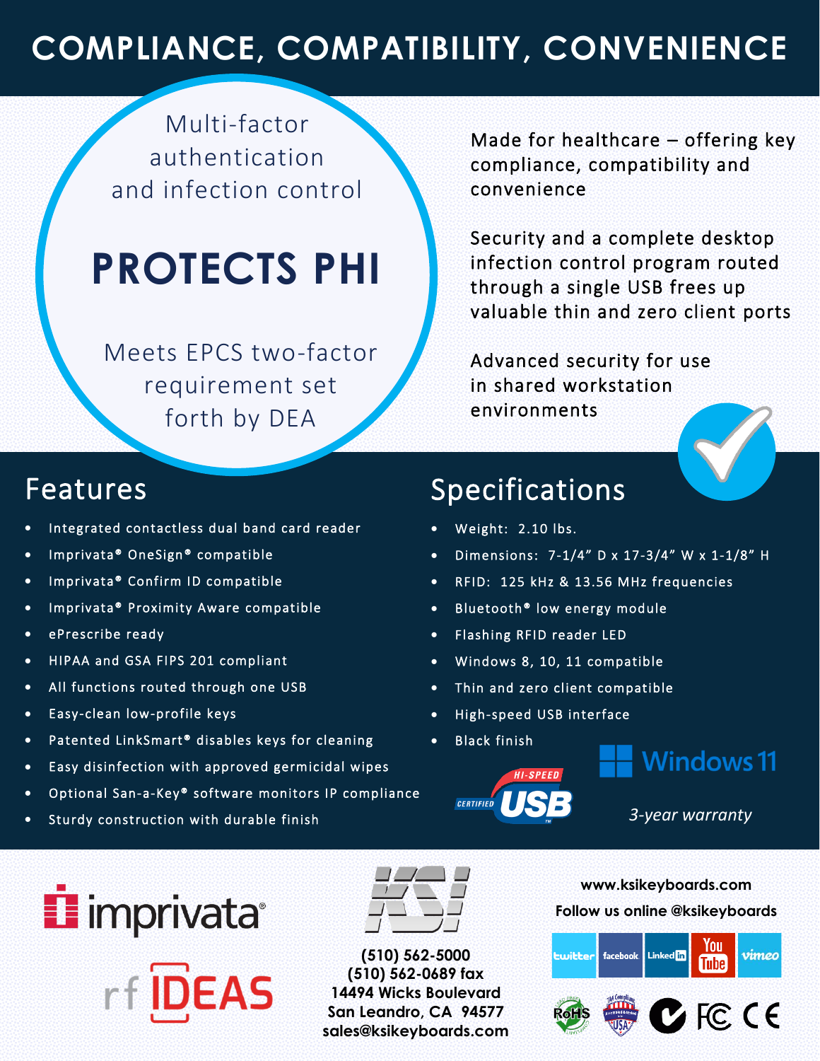# COMPLIANCE, COMPATIBILITY, CONVENIENCE

Multi-factor authentication and infection control

**PROTECTS PHI**

Meets EPCS two-factor requirement set forth by DEA

Made for healthcare – offering key compliance, compatibility and convenience

Security and a complete desktop infection control program routed through a single USB frees up valuable thin and zero client ports

Advanced security for use in shared workstation environments

## Features

- Integrated contactless dual band card reader
- Imprivata® OneSign® compatible
- Imprivata® Confirm ID compatible
- Imprivata® Proximity Aware compatible
- ePrescribe ready
- HIPAA and GSA FIPS 201 compliant
- All functions routed through one USB
- Easy-clean low-profile keys
- Patented LinkSmart® disables keys for cleaning
- Easy disinfection with approved germicidal wipes
- Optional San-a-Key® software monitors IP compliance
- Sturdy construction with durable finish

## Specifications

- Weight: 2.10 lbs.
- Dimensions: 7-1/4" D x 17-3/4" W x 1-1/8" H
- RFID: 125 kHz & 13.56 MHz frequencies
- Bluetooth® low energy module
- Flashing RFID reader LED
- Windows 8, 10, 11 compatible
- Thin and zero client compatible
- High-speed USB interface
- Black finish

*3-year warranty*

**(510) 562-5000**
**(510) 562-0689 fax**
**14494 Wicks Boulevard**
**San Leandro, CA 94577**
**sales@ksikeyboards.com**

**www.ksikeyboards.com**
**Follow us online @ksikeyboards**